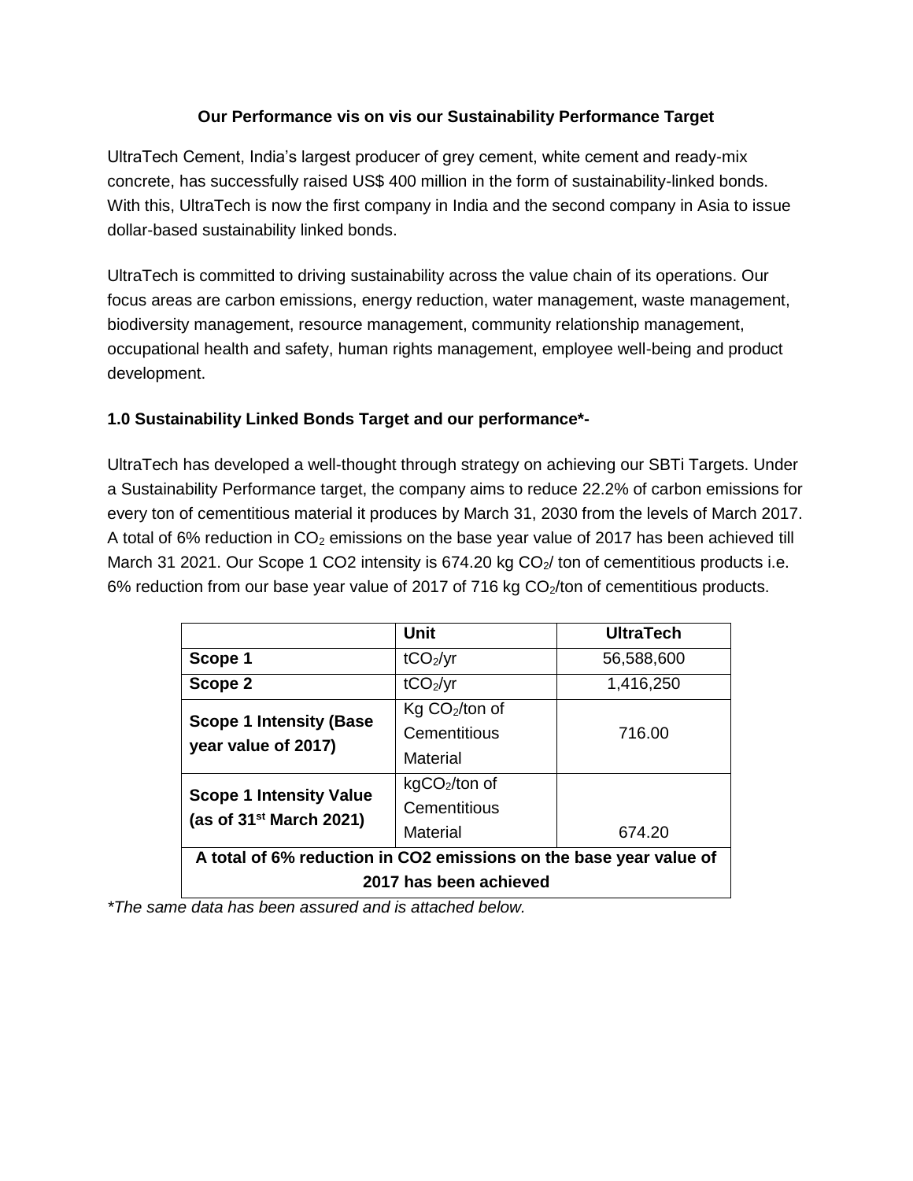## Our Performance vis on vis our Sustainability Performance Target

UltraTech Cement, India's largest producer of grey cement, white cement and ready-mix concrete, has successfully raised US$ 400 million in the form of sustainability-linked bonds. With this, UltraTech is now the first company in India and the second company in Asia to issue dollar-based sustainability linked bonds.

UltraTech is committed to driving sustainability across the value chain of its operations. Our focus areas are carbon emissions, energy reduction, water management, waste management, biodiversity management, resource management, community relationship management, occupational health and safety, human rights management, employee well-being and product development.

### 1.0 Sustainability Linked Bonds Target and our performance*-

UltraTech has developed a well-thought through strategy on achieving our SBTi Targets. Under a Sustainability Performance target, the company aims to reduce 22.2% of carbon emissions for every ton of cementitious material it produces by March 31, 2030 from the levels of March 2017. A total of 6% reduction in $CO_2$ emissions on the base year value of 2017 has been achieved till March 31 2021. Our Scope 1 CO2 intensity is 674.20 kg $CO_2$/ ton of cementitious products i.e. 6% reduction from our base year value of 2017 of 716 kg $CO_2$/ton of cementitious products.

| | Unit | UltraTech |
|---|---|---|
| **Scope 1** | $tCO_2$/yr | 56,588,600 |
| **Scope 2** | $tCO_2$/yr | 1,416,250 |
| **Scope 1 Intensity (Base year value of 2017)** | Kg $CO_2$/ton of Cementitious Material | 716.00 |
| **Scope 1 Intensity Value (as of 31st March 2021)** | kg$CO_2$/ton of Cementitious Material | 674.20 |
| **A total of 6% reduction in CO2 emissions on the base year value of 2017 has been achieved** | | |

*The same data has been assured and is attached below.*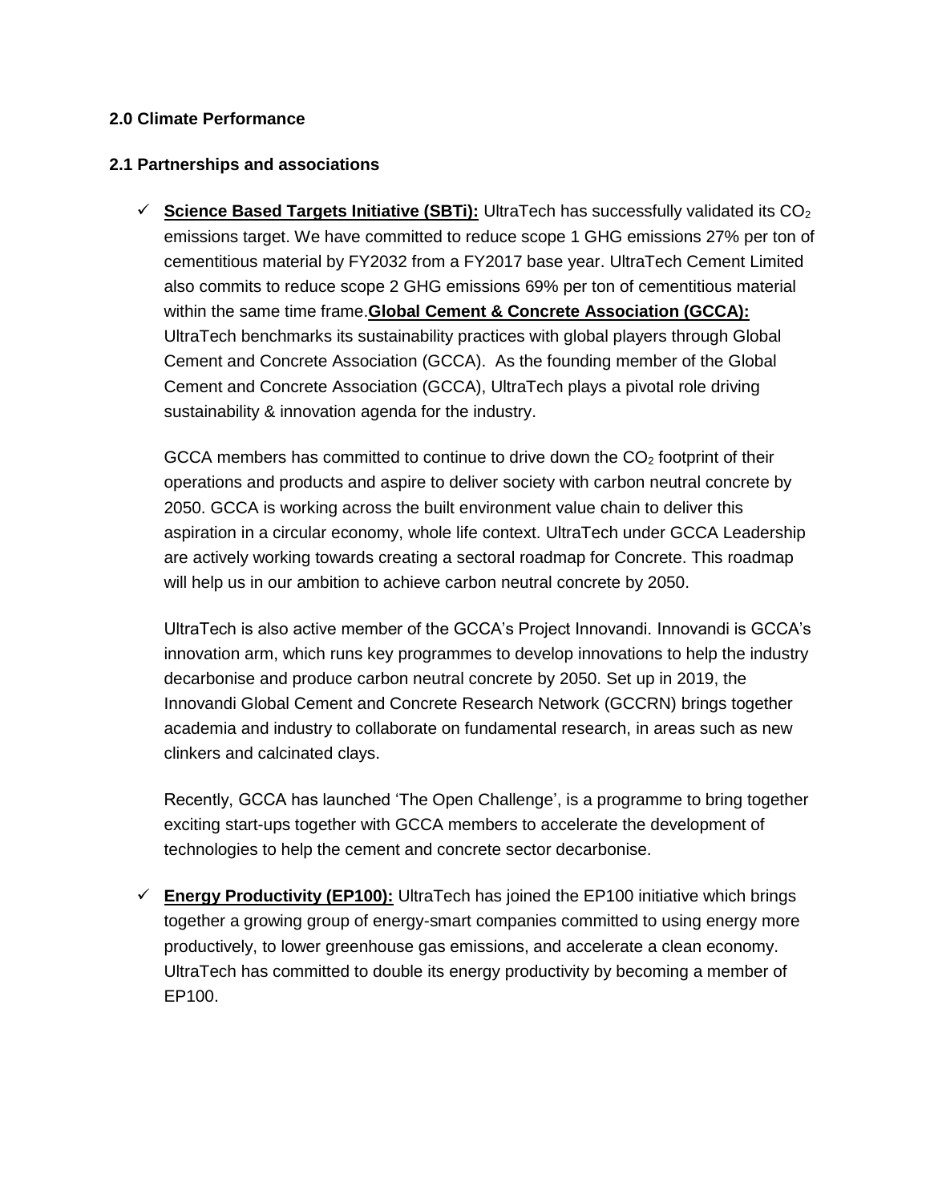### 2.0 Climate Performance

### 2.1 Partnerships and associations

- ✓ **Science Based Targets Initiative (SBTi):** UltraTech has successfully validated its $CO_2$ emissions target. We have committed to reduce scope 1 GHG emissions 27% per ton of cementitious material by FY2032 from a FY2017 base year. UltraTech Cement Limited also commits to reduce scope 2 GHG emissions 69% per ton of cementitious material within the same time frame.**Global Cement & Concrete Association (GCCA):** UltraTech benchmarks its sustainability practices with global players through Global Cement and Concrete Association (GCCA). As the founding member of the Global Cement and Concrete Association (GCCA), UltraTech plays a pivotal role driving sustainability & innovation agenda for the industry.

  GCCA members has committed to continue to drive down the $CO_2$ footprint of their operations and products and aspire to deliver society with carbon neutral concrete by 2050. GCCA is working across the built environment value chain to deliver this aspiration in a circular economy, whole life context. UltraTech under GCCA Leadership are actively working towards creating a sectoral roadmap for Concrete. This roadmap will help us in our ambition to achieve carbon neutral concrete by 2050.

  UltraTech is also active member of the GCCA's Project Innovandi. Innovandi is GCCA's innovation arm, which runs key programmes to develop innovations to help the industry decarbonise and produce carbon neutral concrete by 2050. Set up in 2019, the Innovandi Global Cement and Concrete Research Network (GCCRN) brings together academia and industry to collaborate on fundamental research, in areas such as new clinkers and calcinated clays.

  Recently, GCCA has launched 'The Open Challenge', is a programme to bring together exciting start-ups together with GCCA members to accelerate the development of technologies to help the cement and concrete sector decarbonise.

- ✓ **Energy Productivity (EP100):** UltraTech has joined the EP100 initiative which brings together a growing group of energy-smart companies committed to using energy more productively, to lower greenhouse gas emissions, and accelerate a clean economy. UltraTech has committed to double its energy productivity by becoming a member of EP100.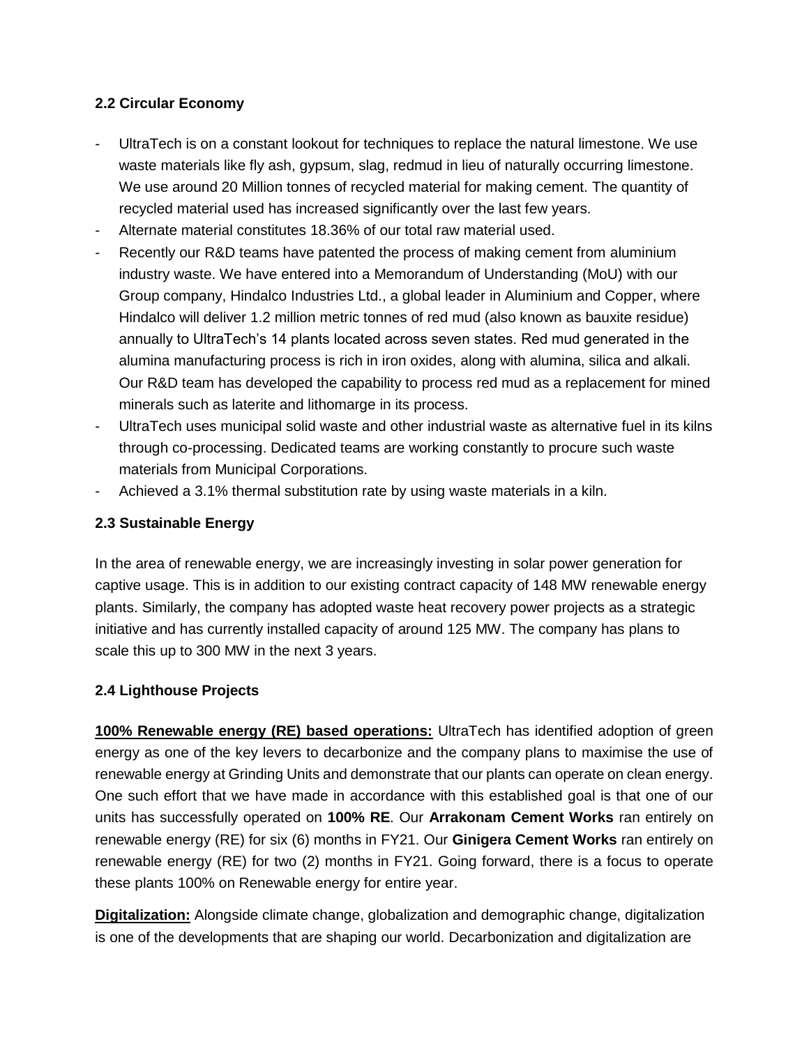## 2.2 Circular Economy

- UltraTech is on a constant lookout for techniques to replace the natural limestone. We use waste materials like fly ash, gypsum, slag, redmud in lieu of naturally occurring limestone. We use around 20 Million tonnes of recycled material for making cement. The quantity of recycled material used has increased significantly over the last few years.
- Alternate material constitutes 18.36% of our total raw material used.
- Recently our R&D teams have patented the process of making cement from aluminium industry waste. We have entered into a Memorandum of Understanding (MoU) with our Group company, Hindalco Industries Ltd., a global leader in Aluminium and Copper, where Hindalco will deliver 1.2 million metric tonnes of red mud (also known as bauxite residue) annually to UltraTech's 14 plants located across seven states. Red mud generated in the alumina manufacturing process is rich in iron oxides, along with alumina, silica and alkali. Our R&D team has developed the capability to process red mud as a replacement for mined minerals such as laterite and lithomarge in its process.
- UltraTech uses municipal solid waste and other industrial waste as alternative fuel in its kilns through co-processing. Dedicated teams are working constantly to procure such waste materials from Municipal Corporations.
- Achieved a 3.1% thermal substitution rate by using waste materials in a kiln.

## 2.3 Sustainable Energy

In the area of renewable energy, we are increasingly investing in solar power generation for captive usage. This is in addition to our existing contract capacity of 148 MW renewable energy plants. Similarly, the company has adopted waste heat recovery power projects as a strategic initiative and has currently installed capacity of around 125 MW. The company has plans to scale this up to 300 MW in the next 3 years.

## 2.4 Lighthouse Projects

**100% Renewable energy (RE) based operations:** UltraTech has identified adoption of green energy as one of the key levers to decarbonize and the company plans to maximise the use of renewable energy at Grinding Units and demonstrate that our plants can operate on clean energy. One such effort that we have made in accordance with this established goal is that one of our units has successfully operated on **100% RE**. Our **Arrakonam Cement Works** ran entirely on renewable energy (RE) for six (6) months in FY21. Our **Ginigera Cement Works** ran entirely on renewable energy (RE) for two (2) months in FY21. Going forward, there is a focus to operate these plants 100% on Renewable energy for entire year.

**Digitalization:** Alongside climate change, globalization and demographic change, digitalization is one of the developments that are shaping our world. Decarbonization and digitalization are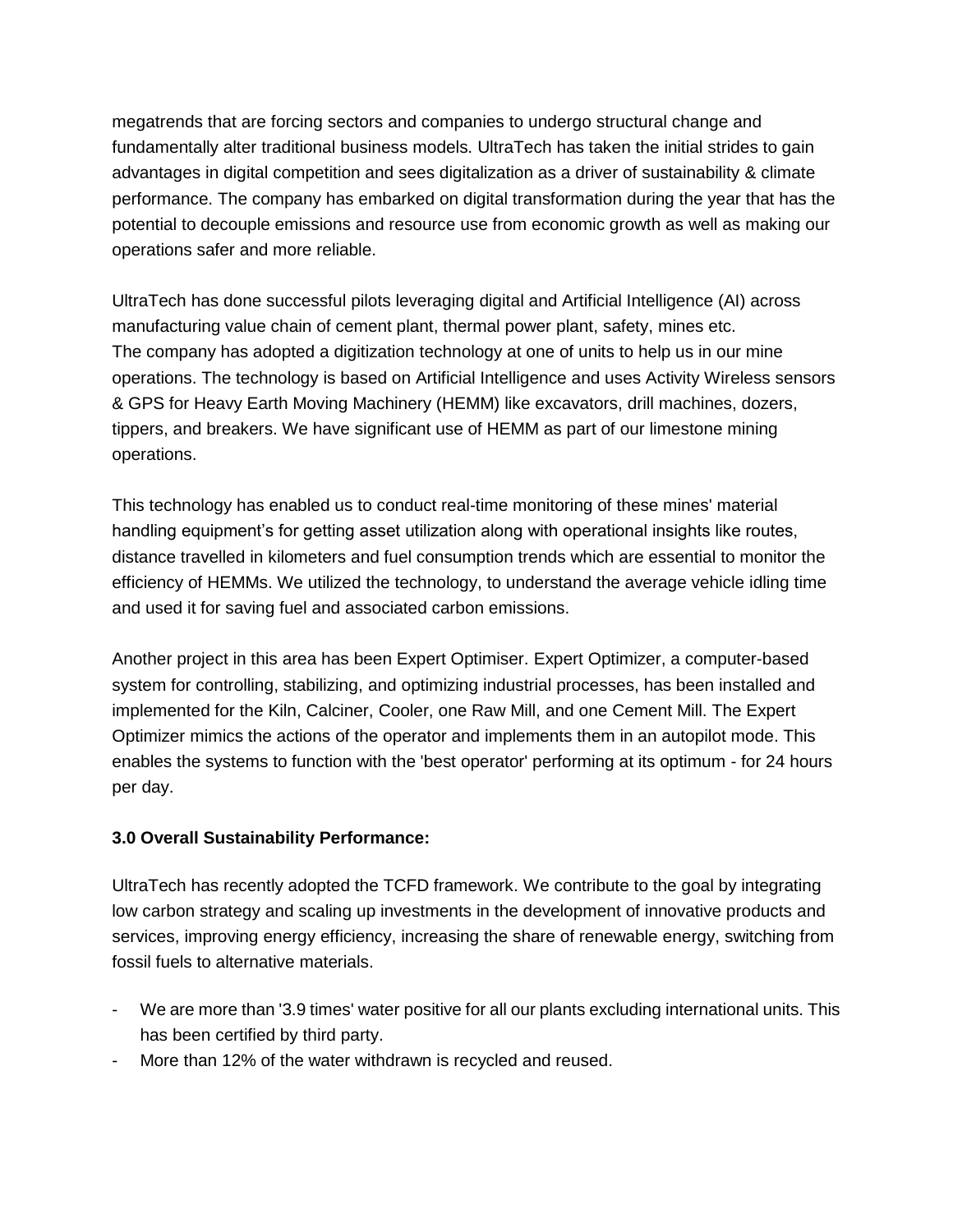megatrends that are forcing sectors and companies to undergo structural change and fundamentally alter traditional business models. UltraTech has taken the initial strides to gain advantages in digital competition and sees digitalization as a driver of sustainability & climate performance. The company has embarked on digital transformation during the year that has the potential to decouple emissions and resource use from economic growth as well as making our operations safer and more reliable.

UltraTech has done successful pilots leveraging digital and Artificial Intelligence (AI) across manufacturing value chain of cement plant, thermal power plant, safety, mines etc.
The company has adopted a digitization technology at one of units to help us in our mine operations. The technology is based on Artificial Intelligence and uses Activity Wireless sensors & GPS for Heavy Earth Moving Machinery (HEMM) like excavators, drill machines, dozers, tippers, and breakers. We have significant use of HEMM as part of our limestone mining operations.

This technology has enabled us to conduct real-time monitoring of these mines' material handling equipment's for getting asset utilization along with operational insights like routes, distance travelled in kilometers and fuel consumption trends which are essential to monitor the efficiency of HEMMs. We utilized the technology, to understand the average vehicle idling time and used it for saving fuel and associated carbon emissions.

Another project in this area has been Expert Optimiser. Expert Optimizer, a computer-based system for controlling, stabilizing, and optimizing industrial processes, has been installed and implemented for the Kiln, Calciner, Cooler, one Raw Mill, and one Cement Mill. The Expert Optimizer mimics the actions of the operator and implements them in an autopilot mode. This enables the systems to function with the 'best operator' performing at its optimum - for 24 hours per day.

**3.0 Overall Sustainability Performance:**

UltraTech has recently adopted the TCFD framework. We contribute to the goal by integrating low carbon strategy and scaling up investments in the development of innovative products and services, improving energy efficiency, increasing the share of renewable energy, switching from fossil fuels to alternative materials.

- We are more than '3.9 times' water positive for all our plants excluding international units. This has been certified by third party.
- More than 12% of the water withdrawn is recycled and reused.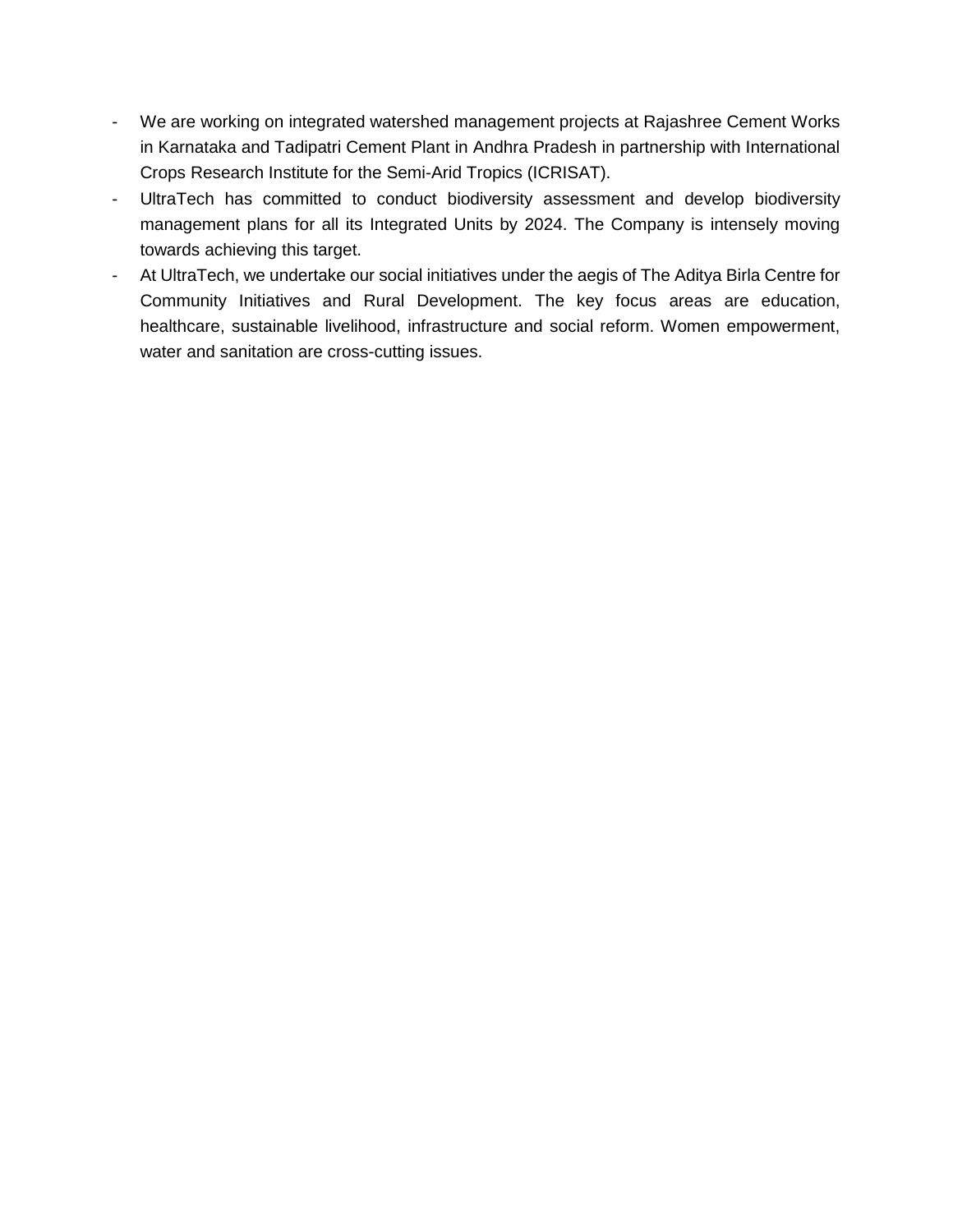- We are working on integrated watershed management projects at Rajashree Cement Works in Karnataka and Tadipatri Cement Plant in Andhra Pradesh in partnership with International Crops Research Institute for the Semi-Arid Tropics (ICRISAT).
- UltraTech has committed to conduct biodiversity assessment and develop biodiversity management plans for all its Integrated Units by 2024. The Company is intensely moving towards achieving this target.
- At UltraTech, we undertake our social initiatives under the aegis of The Aditya Birla Centre for Community Initiatives and Rural Development. The key focus areas are education, healthcare, sustainable livelihood, infrastructure and social reform. Women empowerment, water and sanitation are cross-cutting issues.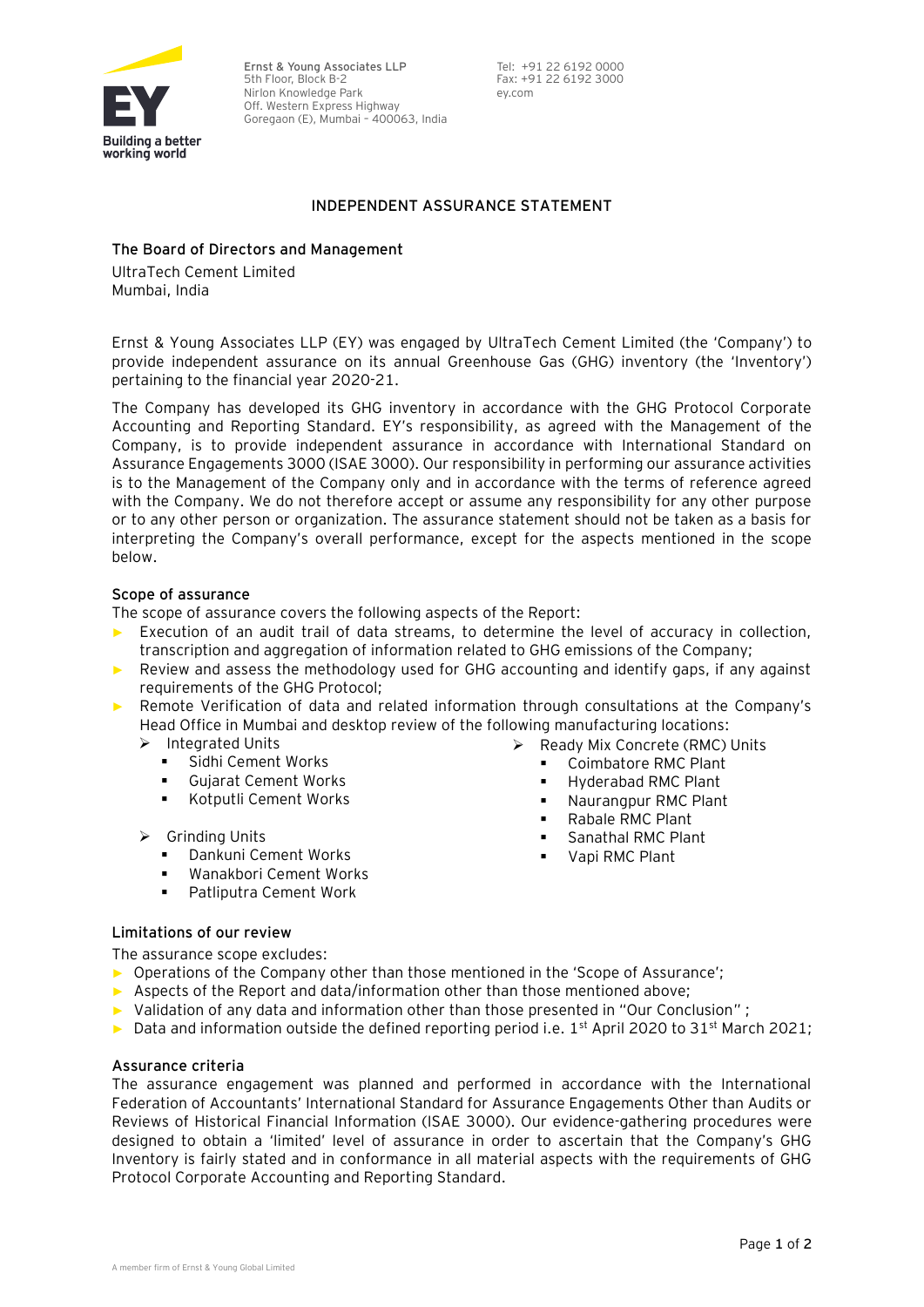Ernst & Young Associates LLP
5th Floor, Block B-2
Nirlon Knowledge Park
Off. Western Express Highway
Goregaon (E), Mumbai - 400063, India

Tel: +91 22 6192 0000
Fax: +91 22 6192 3000
ey.com

## INDEPENDENT ASSURANCE STATEMENT

**The Board of Directors and Management**

UltraTech Cement Limited
Mumbai, India

Ernst & Young Associates LLP (EY) was engaged by UltraTech Cement Limited (the 'Company') to provide independent assurance on its annual Greenhouse Gas (GHG) inventory (the 'Inventory') pertaining to the financial year 2020-21.

The Company has developed its GHG inventory in accordance with the GHG Protocol Corporate Accounting and Reporting Standard. EY's responsibility, as agreed with the Management of the Company, is to provide independent assurance in accordance with International Standard on Assurance Engagements 3000 (ISAE 3000). Our responsibility in performing our assurance activities is to the Management of the Company only and in accordance with the terms of reference agreed with the Company. We do not therefore accept or assume any responsibility for any other purpose or to any other person or organization. The assurance statement should not be taken as a basis for interpreting the Company's overall performance, except for the aspects mentioned in the scope below.

### Scope of assurance

The scope of assurance covers the following aspects of the Report:

- Execution of an audit trail of data streams, to determine the level of accuracy in collection, transcription and aggregation of information related to GHG emissions of the Company;
- Review and assess the methodology used for GHG accounting and identify gaps, if any against requirements of the GHG Protocol;
- Remote Verification of data and related information through consultations at the Company's Head Office in Mumbai and desktop review of the following manufacturing locations:
  - Integrated Units
    - Sidhi Cement Works
    - Gujarat Cement Works
    - Kotputli Cement Works
  - Grinding Units
    - Dankuni Cement Works
    - Wanakbori Cement Works
    - Patliputra Cement Work
  - Ready Mix Concrete (RMC) Units
    - Coimbatore RMC Plant
    - Hyderabad RMC Plant
    - Naurangpur RMC Plant
    - Rabale RMC Plant
    - Sanathal RMC Plant
    - Vapi RMC Plant

### Limitations of our review

The assurance scope excludes:

- Operations of the Company other than those mentioned in the 'Scope of Assurance';
- Aspects of the Report and data/information other than those mentioned above;
- Validation of any data and information other than those presented in "Our Conclusion" ;
- Data and information outside the defined reporting period i.e. 1st April 2020 to 31st March 2021;

### Assurance criteria

The assurance engagement was planned and performed in accordance with the International Federation of Accountants' International Standard for Assurance Engagements Other than Audits or Reviews of Historical Financial Information (ISAE 3000). Our evidence-gathering procedures were designed to obtain a 'limited' level of assurance in order to ascertain that the Company's GHG Inventory is fairly stated and in conformance in all material aspects with the requirements of GHG Protocol Corporate Accounting and Reporting Standard.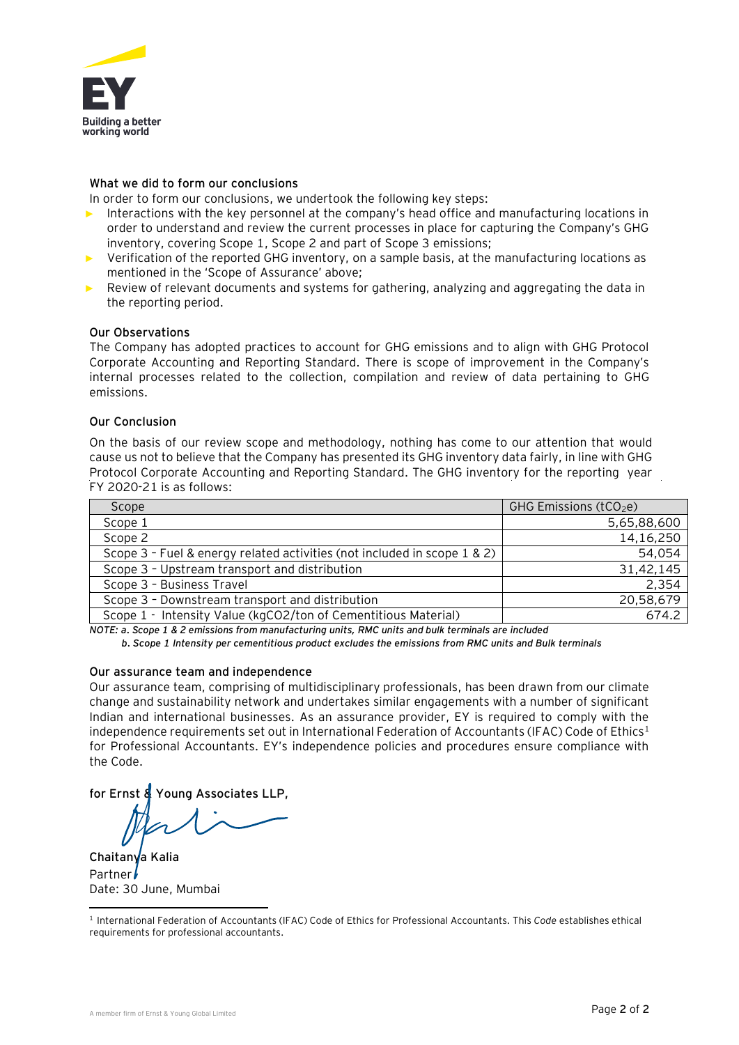### What we did to form our conclusions

In order to form our conclusions, we undertook the following key steps:

- Interactions with the key personnel at the company's head office and manufacturing locations in order to understand and review the current processes in place for capturing the Company's GHG inventory, covering Scope 1, Scope 2 and part of Scope 3 emissions;
- Verification of the reported GHG inventory, on a sample basis, at the manufacturing locations as mentioned in the 'Scope of Assurance' above;
- Review of relevant documents and systems for gathering, analyzing and aggregating the data in the reporting period.

### Our Observations

The Company has adopted practices to account for GHG emissions and to align with GHG Protocol Corporate Accounting and Reporting Standard. There is scope of improvement in the Company's internal processes related to the collection, compilation and review of data pertaining to GHG emissions.

### Our Conclusion

On the basis of our review scope and methodology, nothing has come to our attention that would cause us not to believe that the Company has presented its GHG inventory data fairly, in line with GHG Protocol Corporate Accounting and Reporting Standard. The GHG inventory for the reporting year FY 2020-21 is as follows:

| Scope | GHG Emissions ($tCO_2e$) |
|---|---|
| Scope 1 | 5,65,88,600 |
| Scope 2 | 14,16,250 |
| Scope 3 - Fuel & energy related activities (not included in scope 1 & 2) | 54,054 |
| Scope 3 - Upstream transport and distribution | 31,42,145 |
| Scope 3 - Business Travel | 2,354 |
| Scope 3 - Downstream transport and distribution | 20,58,679 |
| Scope 1 - Intensity Value (kgCO2/ton of Cementitious Material) | 674.2 |

*NOTE: a. Scope 1 & 2 emissions from manufacturing units, RMC units and bulk terminals are included*

*b. Scope 1 Intensity per cementitious product excludes the emissions from RMC units and Bulk terminals*

### Our assurance team and independence

Our assurance team, comprising of multidisciplinary professionals, has been drawn from our climate change and sustainability network and undertakes similar engagements with a number of significant Indian and international businesses. As an assurance provider, EY is required to comply with the independence requirements set out in International Federation of Accountants (IFAC) Code of Ethics[1] for Professional Accountants. EY's independence policies and procedures ensure compliance with the Code.

**for Ernst & Young Associates LLP,**

**Chaitanya Kalia**
Partner
Date: 30 June, Mumbai

[1] International Federation of Accountants (IFAC) Code of Ethics for Professional Accountants. This *Code* establishes ethical requirements for professional accountants.